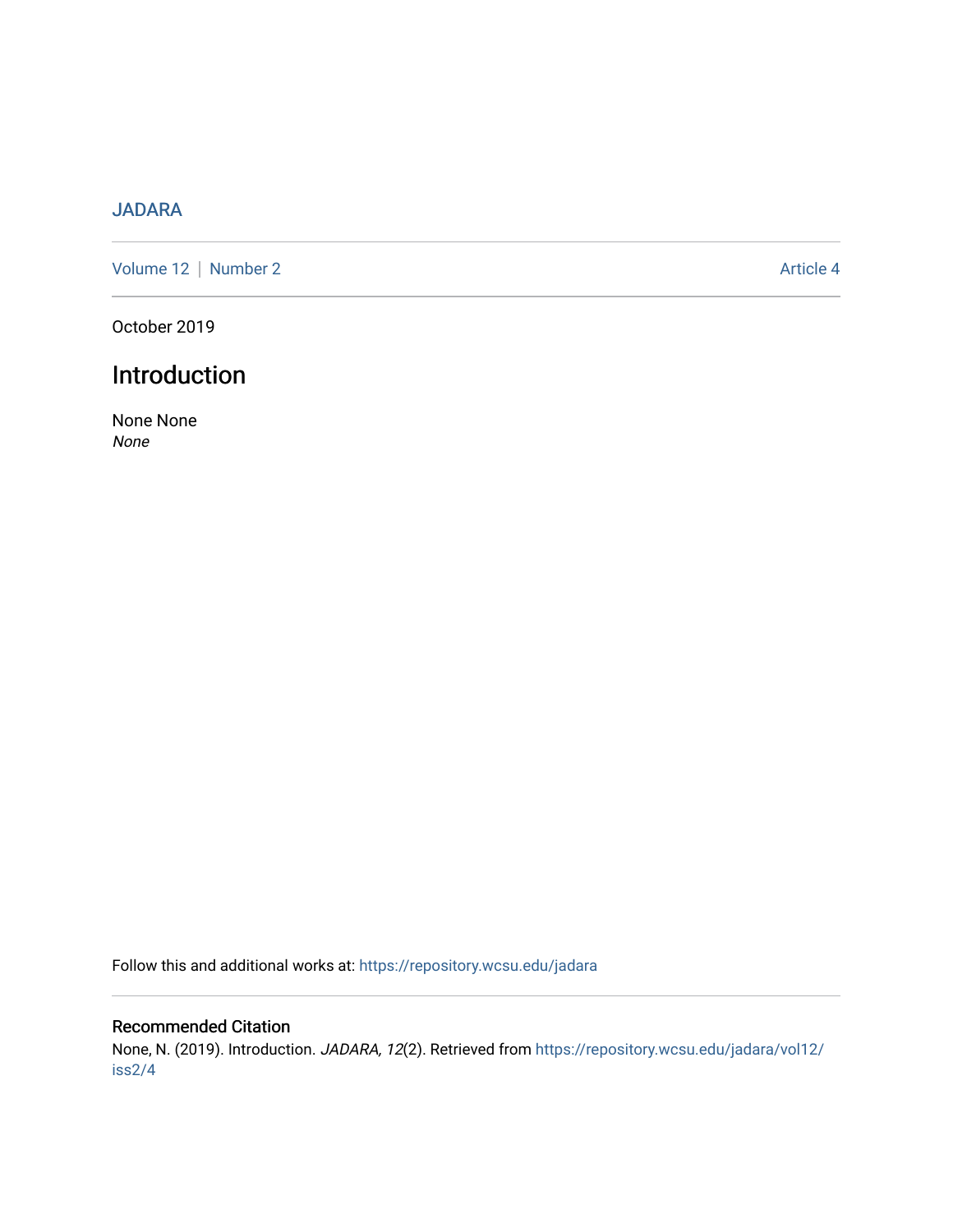JADARA

Volume 12 | Number 2 Article 4

October 2019

# Introduction

None None
*None*

Follow this and additional works at: https://repository.wcsu.edu/jadara

## Recommended Citation

None, N. (2019). Introduction. *JADARA, 12*(2). Retrieved from https://repository.wcsu.edu/jadara/vol12/iss2/4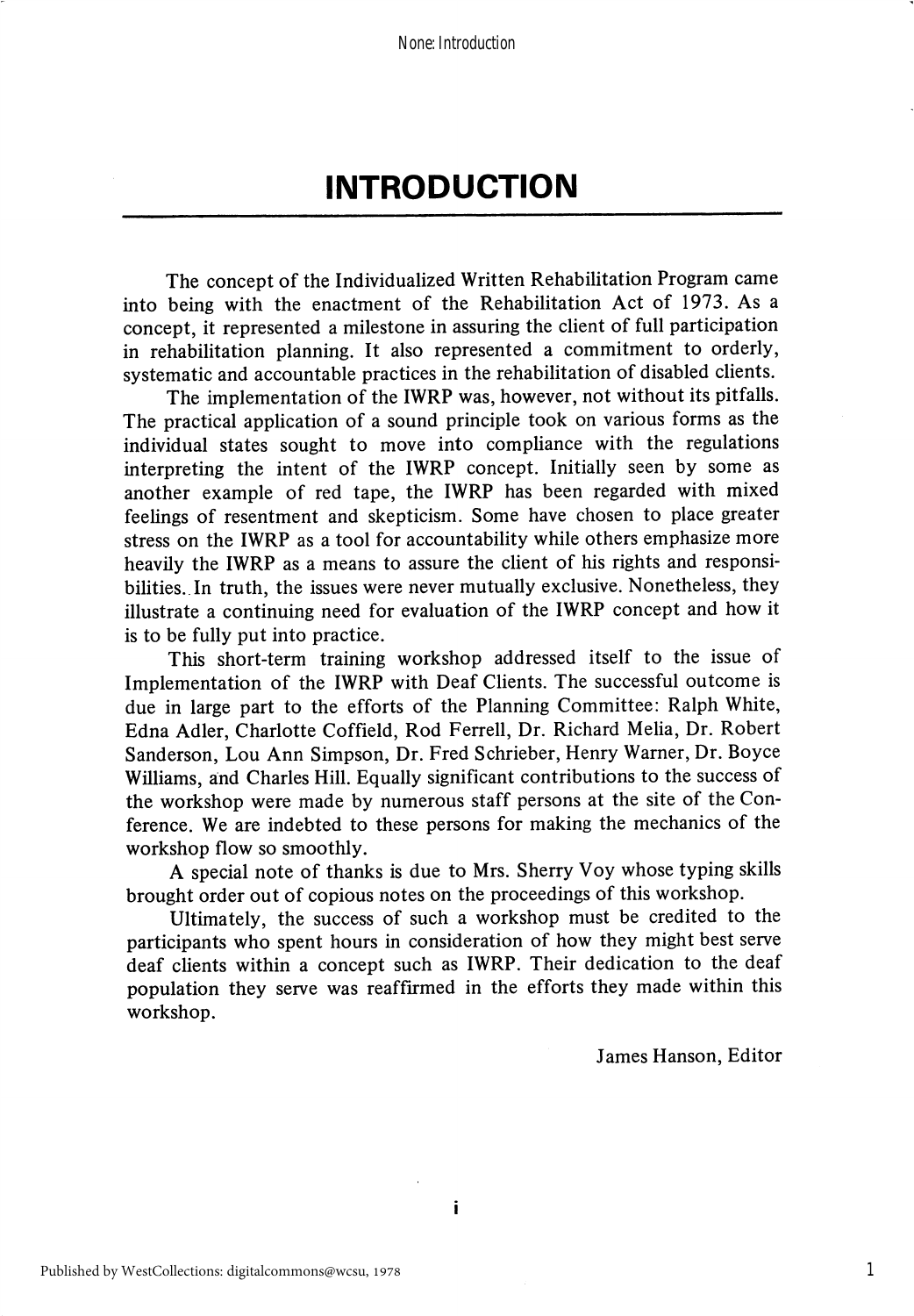# INTRODUCTION

The concept of the Individualized Written Rehabilitation Program came into being with the enactment of the Rehabilitation Act of 1973. As a concept, it represented a milestone in assuring the client of full participation in rehabilitation planning. It also represented a commitment to orderly, systematic and accountable practices in the rehabilitation of disabled clients.

The implementation of the IWRP was, however, not without its pitfalls. The practical application of a sound principle took on various forms as the individual states sought to move into compliance with the regulations interpreting the intent of the IWRP concept. Initially seen by some as another example of red tape, the IWRP has been regarded with mixed feelings of resentment and skepticism. Some have chosen to place greater stress on the IWRP as a tool for accountability while others emphasize more heavily the IWRP as a means to assure the client of his rights and responsibilities. In truth, the issues were never mutually exclusive. Nonetheless, they illustrate a continuing need for evaluation of the IWRP concept and how it is to be fully put into practice.

This short-term training workshop addressed itself to the issue of Implementation of the IWRP with Deaf Clients. The successful outcome is due in large part to the efforts of the Planning Committee: Ralph White, Edna Adler, Charlotte Coffield, Rod Ferrell, Dr. Richard Melia, Dr. Robert Sanderson, Lou Ann Simpson, Dr. Fred Schrieber, Henry Warner, Dr. Boyce Williams, and Charles Hill. Equally significant contributions to the success of the workshop were made by numerous staff persons at the site of the Conference. We are indebted to these persons for making the mechanics of the workshop flow so smoothly.

A special note of thanks is due to Mrs. Sherry Voy whose typing skills brought order out of copious notes on the proceedings of this workshop.

Ultimately, the success of such a workshop must be credited to the participants who spent hours in consideration of how they might best serve deaf clients within a concept such as IWRP. Their dedication to the deaf population they serve was reaffirmed in the efforts they made within this workshop.

James Hanson, Editor